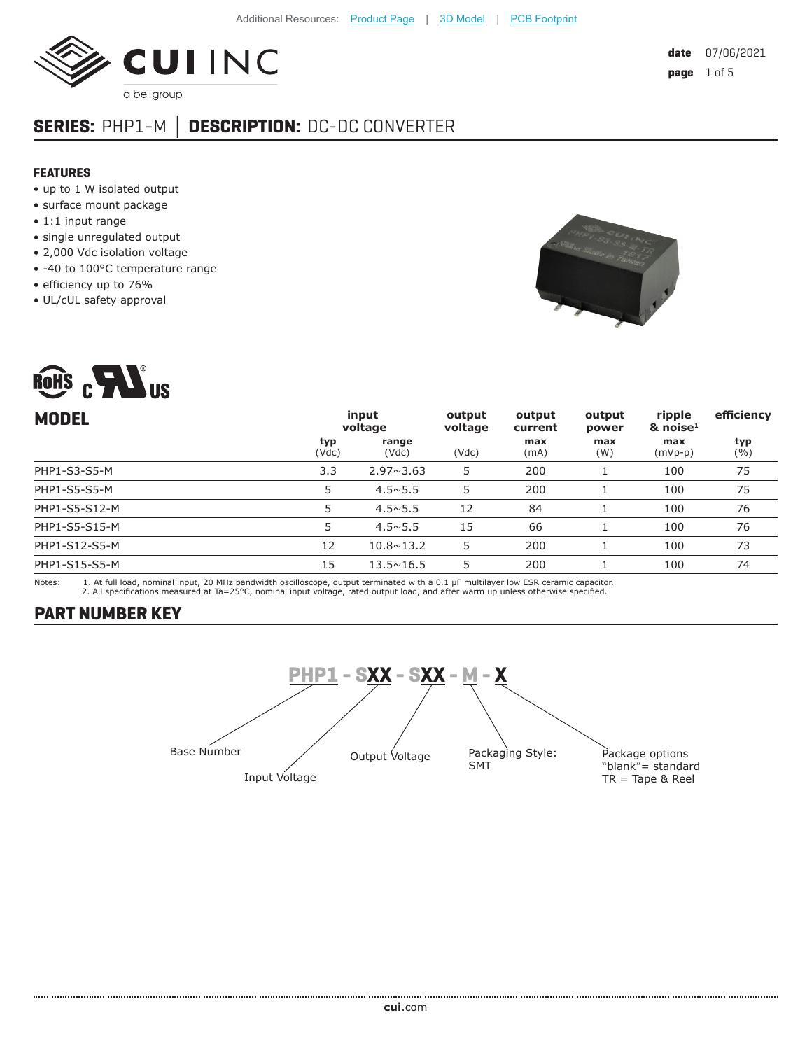Additional Resources: Product Page | 3D Model | PCB Footprint

**date** 07/06/2021

# SERIES: PHP1-M │ DESCRIPTION: DC-DC CONVERTER

## FEATURES

- up to 1 W isolated output
- surface mount package
- 1:1 input range
- single unregulated output
- 2,000 Vdc isolation voltage
- -40 to 100°C temperature range
- efficiency up to 76%
- UL/cUL safety approval

| MODEL | input voltage | | output voltage | output current | output power | ripple & noise[1] | efficiency |
|---|---|---|---|---|---|---|---|
| | typ (Vdc) | range (Vdc) | (Vdc) | max (mA) | max (W) | max (mVp-p) | typ (%) |
| PHP1-S3-S5-M | 3.3 | 2.97~3.63 | 5 | 200 | 1 | 100 | 75 |
| PHP1-S5-S5-M | 5 | 4.5~5.5 | 5 | 200 | 1 | 100 | 75 |
| PHP1-S5-S12-M | 5 | 4.5~5.5 | 12 | 84 | 1 | 100 | 76 |
| PHP1-S5-S15-M | 5 | 4.5~5.5 | 15 | 66 | 1 | 100 | 76 |
| PHP1-S12-S5-M | 12 | 10.8~13.2 | 5 | 200 | 1 | 100 | 73 |
| PHP1-S15-S5-M | 15 | 13.5~16.5 | 5 | 200 | 1 | 100 | 74 |

Notes:
1. At full load, nominal input, 20 MHz bandwidth oscilloscope, output terminated with a 0.1 µF multilayer low ESR ceramic capacitor.
2. All specifications measured at Ta=25°C, nominal input voltage, rated output load, and after warm up unless otherwise specified.

## PART NUMBER KEY

PHP1 - SXX - SXX - M - X

- PHP1: Base Number
- SXX: Input Voltage
- SXX: Output Voltage
- M: Packaging Style: SMT
- X: Package options: "blank"= standard, TR = Tape & Reel

cui.com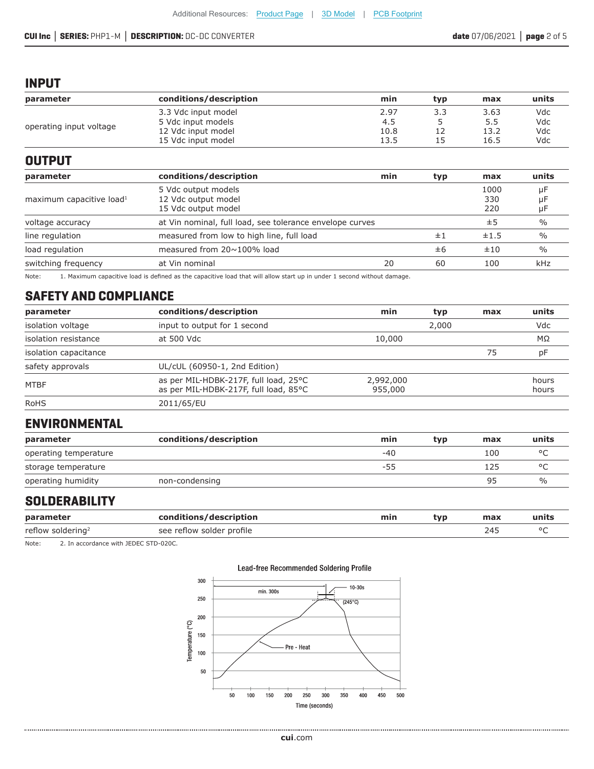Additional Resources: Product Page | 3D Model | PCB Footprint

## INPUT

| parameter | conditions/description | min | typ | max | units |
|---|---|---|---|---|---|
| operating input voltage | 3.3 Vdc input model<br>5 Vdc input models<br>12 Vdc input model<br>15 Vdc input model | 2.97<br>4.5<br>10.8<br>13.5 | 3.3<br>5<br>12<br>15 | 3.63<br>5.5<br>13.2<br>16.5 | Vdc<br>Vdc<br>Vdc<br>Vdc |

## OUTPUT

| parameter | conditions/description | min | typ | max | units |
|---|---|---|---|---|---|
| maximum capacitive load[1] | 5 Vdc output models<br>12 Vdc output model<br>15 Vdc output model | | | 1000<br>330<br>220 | µF<br>µF<br>µF |
| voltage accuracy | at Vin nominal, full load, see tolerance envelope curves | | | ±5 | % |
| line regulation | measured from low to high line, full load | | ±1 | ±1.5 | % |
| load regulation | measured from 20~100% load | | ±6 | ±10 | % |
| switching frequency | at Vin nominal | 20 | 60 | 100 | kHz |

Note: 1. Maximum capacitive load is defined as the capacitive load that will allow start up in under 1 second without damage.

## SAFETY AND COMPLIANCE

| parameter | conditions/description | min | typ | max | units |
|---|---|---|---|---|---|
| isolation voltage | input to output for 1 second | | 2,000 | | Vdc |
| isolation resistance | at 500 Vdc | 10,000 | | | MΩ |
| isolation capacitance | | | | 75 | pF |
| safety approvals | UL/cUL (60950-1, 2nd Edition) | | | | |
| MTBF | as per MIL-HDBK-217F, full load, 25°C<br>as per MIL-HDBK-217F, full load, 85°C | 2,992,000<br>955,000 | | | hours<br>hours |
| RoHS | 2011/65/EU | | | | |

## ENVIRONMENTAL

| parameter | conditions/description | min | typ | max | units |
|---|---|---|---|---|---|
| operating temperature | | -40 | | 100 | °C |
| storage temperature | | -55 | | 125 | °C |
| operating humidity | non-condensing | | | 95 | % |

## SOLDERABILITY

| parameter | conditions/description | min | typ | max | units |
|---|---|---|---|---|---|
| reflow soldering[2] | see reflow solder profile | | | 245 | °C |

Note: 2. In accordance with JEDEC STD-020C.

Lead-free Recommended Soldering Profile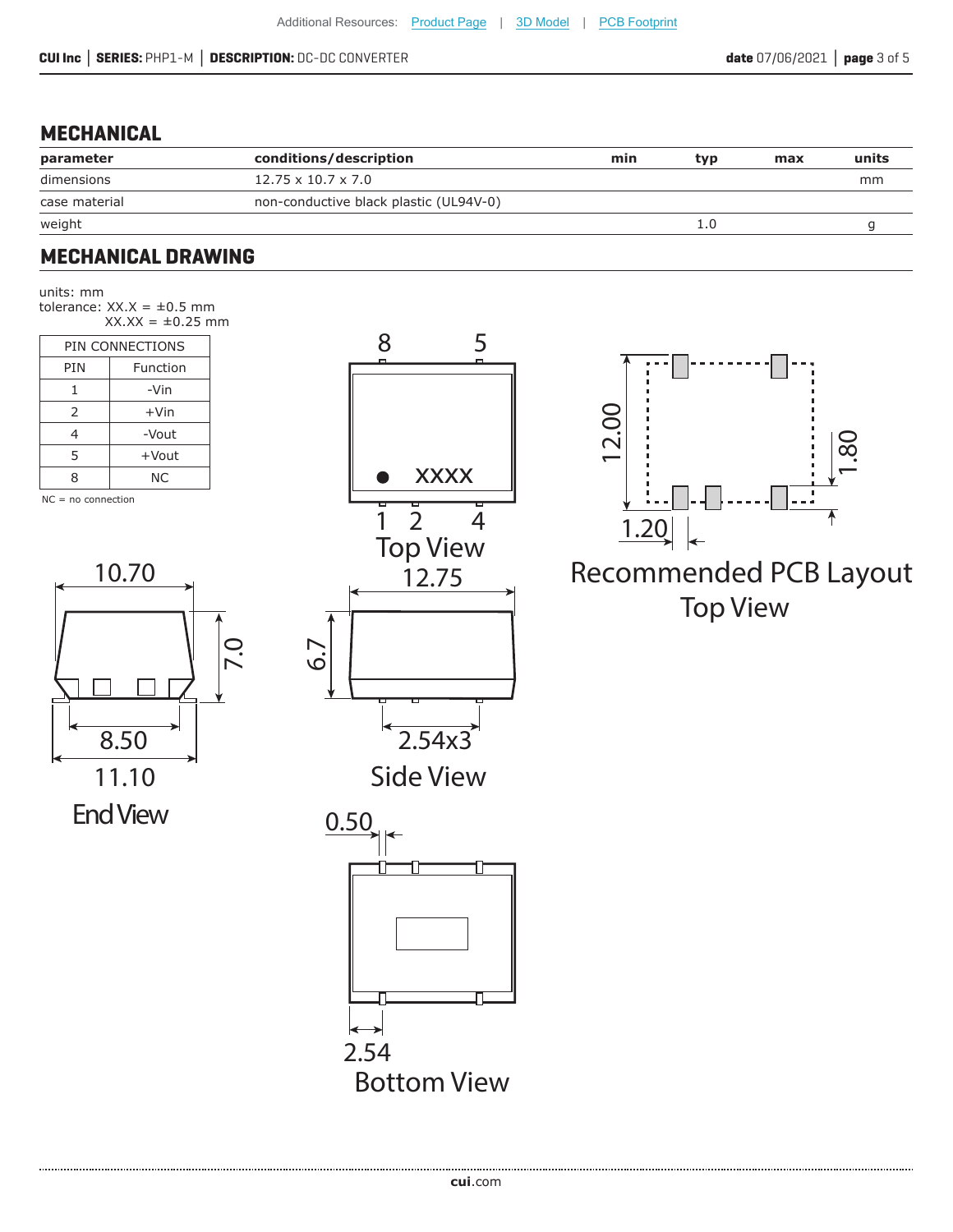## MECHANICAL

| parameter | conditions/description | min | typ | max | units |
|---|---|---|---|---|---|
| dimensions | 12.75 x 10.7 x 7.0 | | | | mm |
| case material | non-conductive black plastic (UL94V-0) | | | | |
| weight | | | 1.0 | | g |

## MECHANICAL DRAWING

units: mm
tolerance: XX.X = ±0.5 mm
XX.XX = ±0.25 mm

| PIN CONNECTIONS | |
|---|---|
| PIN | Function |
| 1 | -Vin |
| 2 | +Vin |
| 4 | -Vout |
| 5 | +Vout |
| 8 | NC |

NC = no connection

Top View

Recommended PCB Layout
Top View

End View

Side View

Bottom View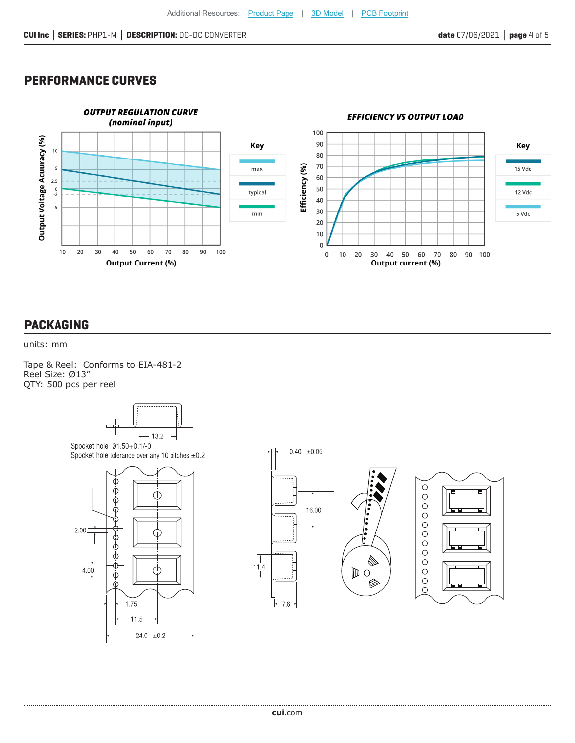## PERFORMANCE CURVES

**OUTPUT REGULATION CURVE (nominal input)**

**EFFICIENCY VS OUTPUT LOAD**

## PACKAGING

units: mm

Tape & Reel: Conforms to EIA-481-2
Reel Size: Ø13"
QTY: 500 pcs per reel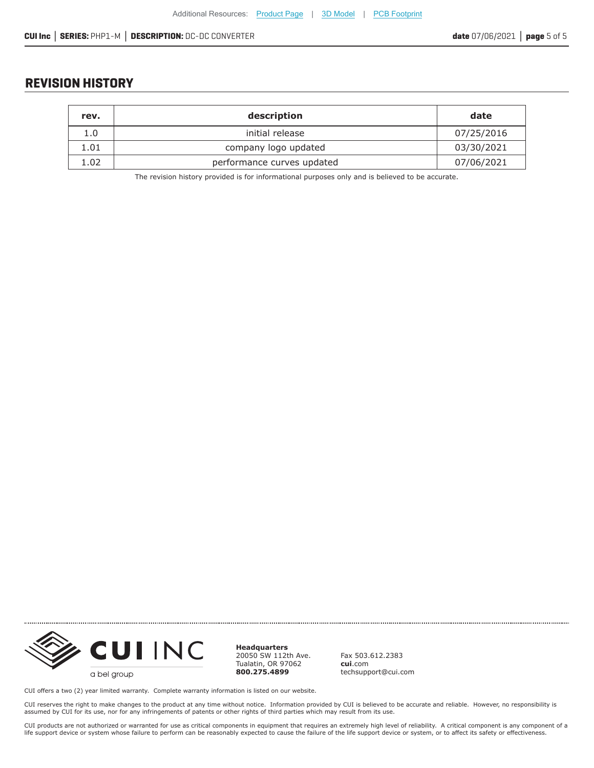## REVISION HISTORY

| rev. | description | date |
| --- | --- | --- |
| 1.0 | initial release | 07/25/2016 |
| 1.01 | company logo updated | 03/30/2021 |
| 1.02 | performance curves updated | 07/06/2021 |

The revision history provided is for informational purposes only and is believed to be accurate.

CUI INC
a bel group

**Headquarters**
20050 SW 112th Ave.
Tualatin, OR 97062
**800.275.4899**

Fax 503.612.2383
**cui**.com
techsupport@cui.com

CUI offers a two (2) year limited warranty. Complete warranty information is listed on our website.

CUI reserves the right to make changes to the product at any time without notice. Information provided by CUI is believed to be accurate and reliable. However, no responsibility is assumed by CUI for its use, nor for any infringements of patents or other rights of third parties which may result from its use.

CUI products are not authorized or warranted for use as critical components in equipment that requires an extremely high level of reliability. A critical component is any component of a life support device or system whose failure to perform can be reasonably expected to cause the failure of the life support device or system, or to affect its safety or effectiveness.